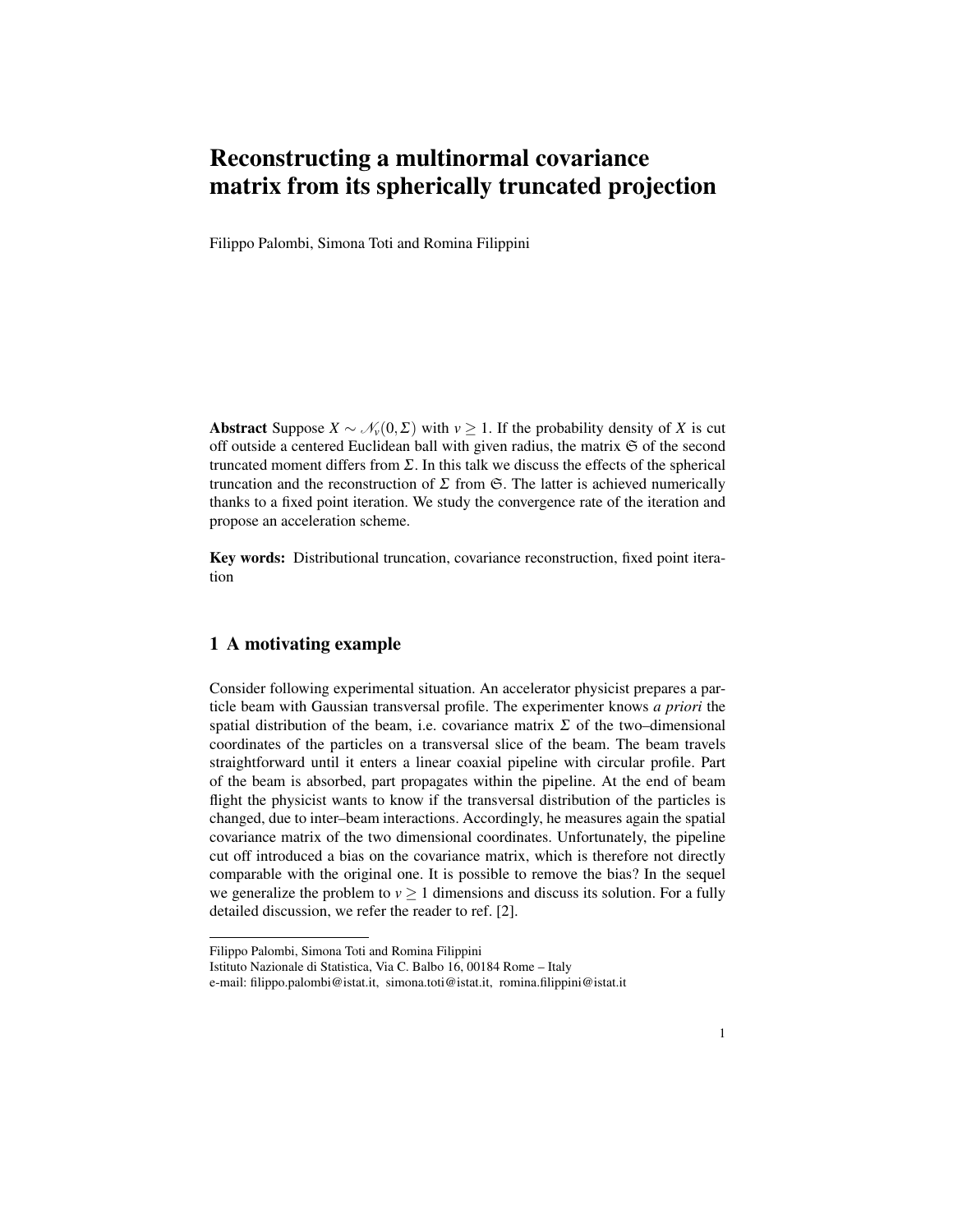# Reconstructing a multinormal covariance matrix from its spherically truncated projection

Filippo Palombi, Simona Toti and Romina Filippini

**Abstract** Suppose $X \sim \mathscr{N}_v(0,\Sigma)$ with $v \geq 1$. If the probability density of $X$ is cut off outside a centered Euclidean ball with given radius, the matrix $\mathfrak{S}$ of the second truncated moment differs from $\Sigma$. In this talk we discuss the effects of the spherical truncation and the reconstruction of $\Sigma$ from $\mathfrak{S}$. The latter is achieved numerically thanks to a fixed point iteration. We study the convergence rate of the iteration and propose an acceleration scheme.

**Key words:** Distributional truncation, covariance reconstruction, fixed point iteration

## 1 A motivating example

Consider following experimental situation. An accelerator physicist prepares a particle beam with Gaussian transversal profile. The experimenter knows *a priori* the spatial distribution of the beam, i.e. covariance matrix $\Sigma$ of the two–dimensional coordinates of the particles on a transversal slice of the beam. The beam travels straightforward until it enters a linear coaxial pipeline with circular profile. Part of the beam is absorbed, part propagates within the pipeline. At the end of beam flight the physicist wants to know if the transversal distribution of the particles is changed, due to inter–beam interactions. Accordingly, he measures again the spatial covariance matrix of the two dimensional coordinates. Unfortunately, the pipeline cut off introduced a bias on the covariance matrix, which is therefore not directly comparable with the original one. It is possible to remove the bias? In the sequel we generalize the problem to $v \geq 1$ dimensions and discuss its solution. For a fully detailed discussion, we refer the reader to ref. [2].

---

Filippo Palombi, Simona Toti and Romina Filippini
Istituto Nazionale di Statistica, Via C. Balbo 16, 00184 Rome – Italy
e-mail: filippo.palombi@istat.it, simona.toti@istat.it, romina.filippini@istat.it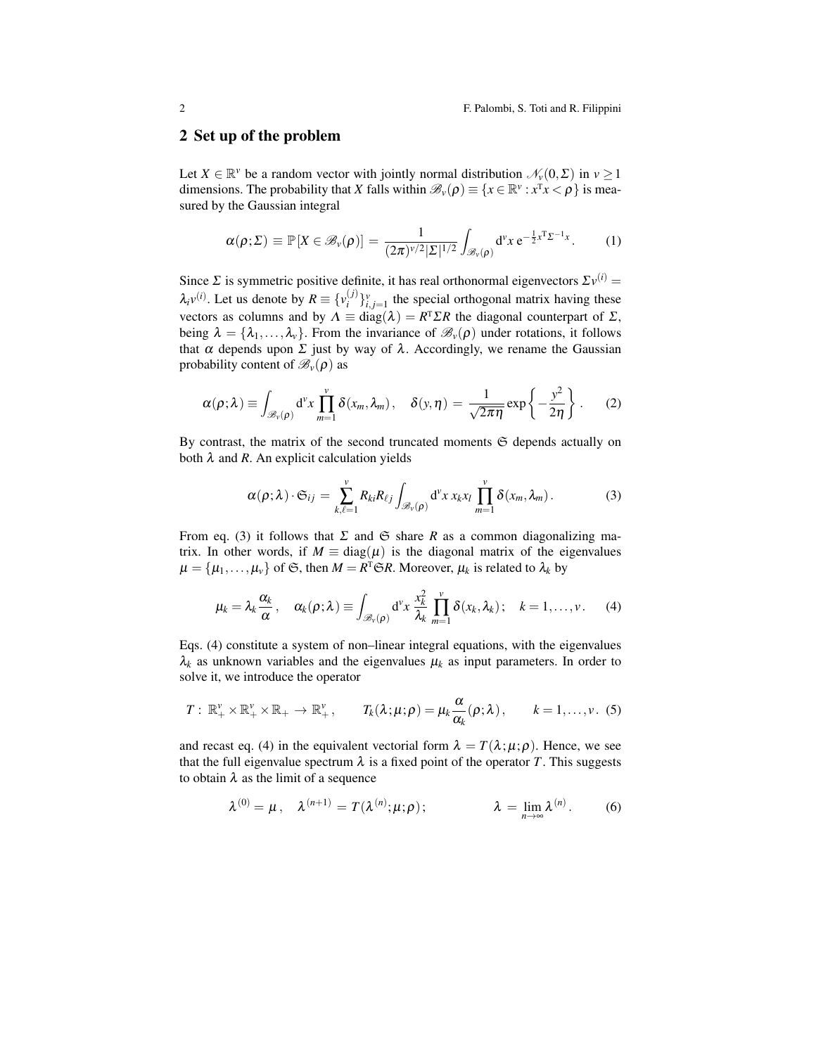## 2 Set up of the problem

Let $X \in \mathbb{R}^v$ be a random vector with jointly normal distribution $\mathcal{N}_v(0,\Sigma)$ in $v \geq 1$ dimensions. The probability that $X$ falls within $\mathscr{B}_v(\rho) \equiv \{x \in \mathbb{R}^v : x^{\mathrm{T}}x < \rho\}$ is measured by the Gaussian integral

$$\alpha(\rho;\Sigma) \equiv \mathbb{P}[X \in \mathscr{B}_v(\rho)] = \frac{1}{(2\pi)^{v/2}|\Sigma|^{1/2}} \int_{\mathscr{B}_v(\rho)} \mathrm{d}^v x \, \mathrm{e}^{-\frac{1}{2}x^{\mathrm{T}}\Sigma^{-1}x} . \tag{1}$$

Since $\Sigma$ is symmetric positive definite, it has real orthonormal eigenvectors $\Sigma v^{(i)} = \lambda_i v^{(i)}$. Let us denote by $R \equiv \{v_i^{(j)}\}_{i,j=1}^{v}$ the special orthogonal matrix having these vectors as columns and by $\Lambda \equiv \mathrm{diag}(\lambda) = R^{\mathrm{T}}\Sigma R$ the diagonal counterpart of $\Sigma$, being $\lambda = \{\lambda_1,\ldots,\lambda_v\}$. From the invariance of $\mathscr{B}_v(\rho)$ under rotations, it follows that $\alpha$ depends upon $\Sigma$ just by way of $\lambda$. Accordingly, we rename the Gaussian probability content of $\mathscr{B}_v(\rho)$ as

$$\alpha(\rho;\lambda) \equiv \int_{\mathscr{B}_v(\rho)} \mathrm{d}^v x \prod_{m=1}^{v} \delta(x_m,\lambda_m) , \quad \delta(y,\eta) = \frac{1}{\sqrt{2\pi\eta}} \exp\left\{-\frac{y^2}{2\eta}\right\} . \tag{2}$$

By contrast, the matrix of the second truncated moments $\mathfrak{S}$ depends actually on both $\lambda$ and $R$. An explicit calculation yields

$$\alpha(\rho;\lambda)\cdot\mathfrak{S}_{ij} = \sum_{k,\ell=1}^{v} R_{ki}R_{\ell j} \int_{\mathscr{B}_v(\rho)} \mathrm{d}^v x \, x_k x_l \prod_{m=1}^{v} \delta(x_m,\lambda_m) . \tag{3}$$

From eq. (3) it follows that $\Sigma$ and $\mathfrak{S}$ share $R$ as a common diagonalizing matrix. In other words, if $M \equiv \mathrm{diag}(\mu)$ is the diagonal matrix of the eigenvalues $\mu = \{\mu_1,\ldots,\mu_v\}$ of $\mathfrak{S}$, then $M = R^{\mathrm{T}}\mathfrak{S}R$. Moreover, $\mu_k$ is related to $\lambda_k$ by

$$\mu_k = \lambda_k \frac{\alpha_k}{\alpha} , \quad \alpha_k(\rho;\lambda) \equiv \int_{\mathscr{B}_v(\rho)} \mathrm{d}^v x \, \frac{x_k^2}{\lambda_k} \prod_{m=1}^{v} \delta(x_k,\lambda_k) ; \quad k = 1,\ldots,v . \tag{4}$$

Eqs. (4) constitute a system of non–linear integral equations, with the eigenvalues $\lambda_k$ as unknown variables and the eigenvalues $\mu_k$ as input parameters. In order to solve it, we introduce the operator

$$T : \mathbb{R}_+^v \times \mathbb{R}_+^v \times \mathbb{R}_+ \to \mathbb{R}_+^v , \qquad T_k(\lambda;\mu;\rho) = \mu_k \frac{\alpha}{\alpha_k}(\rho;\lambda) , \qquad k = 1,\ldots,v . \tag{5}$$

and recast eq. (4) in the equivalent vectorial form $\lambda = T(\lambda;\mu;\rho)$. Hence, we see that the full eigenvalue spectrum $\lambda$ is a fixed point of the operator $T$. This suggests to obtain $\lambda$ as the limit of a sequence

$$\lambda^{(0)} = \mu , \quad \lambda^{(n+1)} = T(\lambda^{(n)};\mu;\rho) ; \qquad \qquad \lambda = \lim_{n\to\infty} \lambda^{(n)} . \tag{6}$$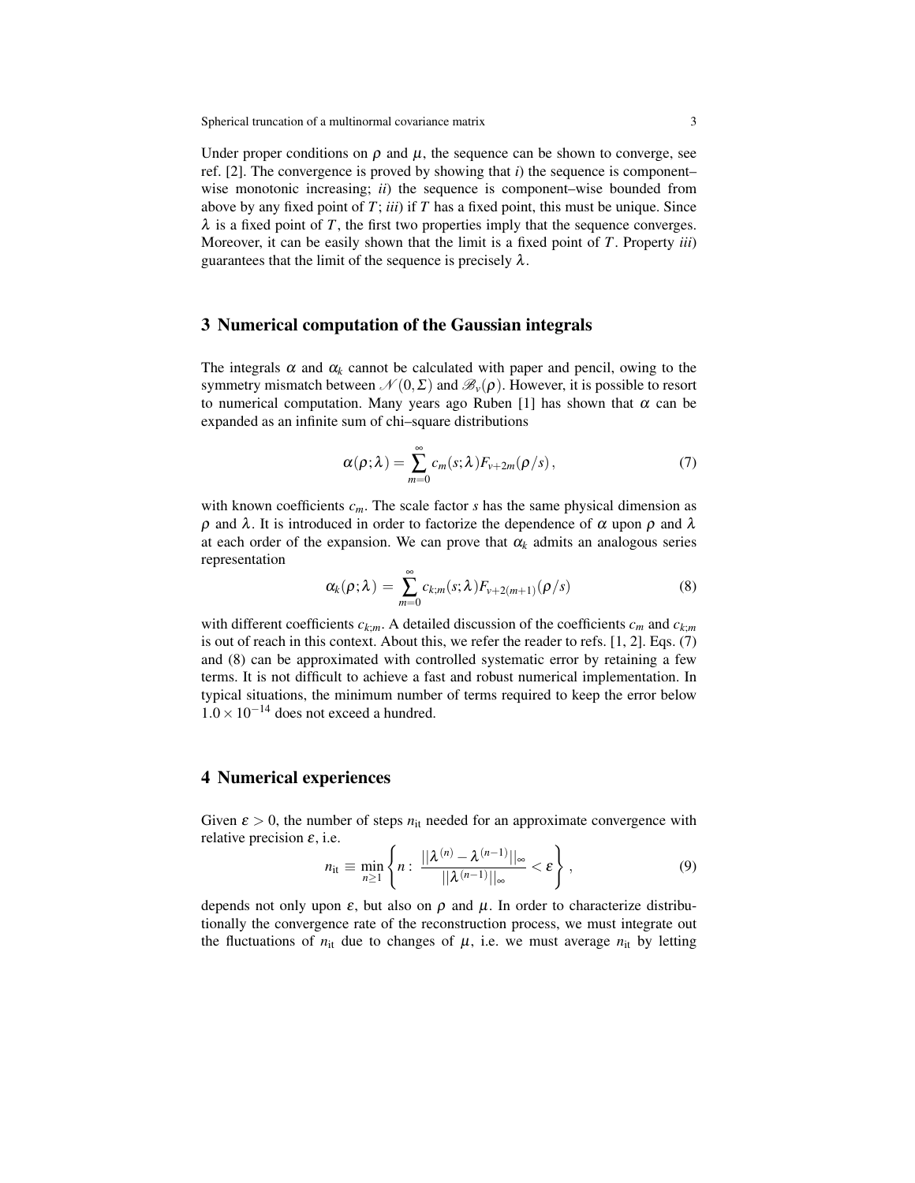Under proper conditions on $\rho$ and $\mu$, the sequence can be shown to converge, see ref. [2]. The convergence is proved by showing that *i*) the sequence is component–wise monotonic increasing; *ii*) the sequence is component–wise bounded from above by any fixed point of $T$; *iii*) if $T$ has a fixed point, this must be unique. Since $\lambda$ is a fixed point of $T$, the first two properties imply that the sequence converges. Moreover, it can be easily shown that the limit is a fixed point of $T$. Property *iii*) guarantees that the limit of the sequence is precisely $\lambda$.

## 3 Numerical computation of the Gaussian integrals

The integrals $\alpha$ and $\alpha_k$ cannot be calculated with paper and pencil, owing to the symmetry mismatch between $\mathscr{N}(0,\Sigma)$ and $\mathscr{B}_v(\rho)$. However, it is possible to resort to numerical computation. Many years ago Ruben [1] has shown that $\alpha$ can be expanded as an infinite sum of chi–square distributions

$$\alpha(\rho;\lambda) = \sum_{m=0}^{\infty} c_m(s;\lambda) F_{v+2m}(\rho/s)\,, \tag{7}$$

with known coefficients $c_m$. The scale factor $s$ has the same physical dimension as $\rho$ and $\lambda$. It is introduced in order to factorize the dependence of $\alpha$ upon $\rho$ and $\lambda$ at each order of the expansion. We can prove that $\alpha_k$ admits an analogous series representation

$$\alpha_k(\rho;\lambda) = \sum_{m=0}^{\infty} c_{k;m}(s;\lambda) F_{v+2(m+1)}(\rho/s) \tag{8}$$

with different coefficients $c_{k;m}$. A detailed discussion of the coefficients $c_m$ and $c_{k;m}$ is out of reach in this context. About this, we refer the reader to refs. [1, 2]. Eqs. (7) and (8) can be approximated with controlled systematic error by retaining a few terms. It is not difficult to achieve a fast and robust numerical implementation. In typical situations, the minimum number of terms required to keep the error below $1.0 \times 10^{-14}$ does not exceed a hundred.

## 4 Numerical experiences

Given $\varepsilon > 0$, the number of steps $n_{\text{it}}$ needed for an approximate convergence with relative precision $\varepsilon$, i.e.

$$n_{\text{it}} \equiv \min_{n \geq 1} \left\{ n : \frac{||\lambda^{(n)} - \lambda^{(n-1)}||_\infty}{||\lambda^{(n-1)}||_\infty} < \varepsilon \right\}, \tag{9}$$

depends not only upon $\varepsilon$, but also on $\rho$ and $\mu$. In order to characterize distributionally the convergence rate of the reconstruction process, we must integrate out the fluctuations of $n_{\text{it}}$ due to changes of $\mu$, i.e. we must average $n_{\text{it}}$ by letting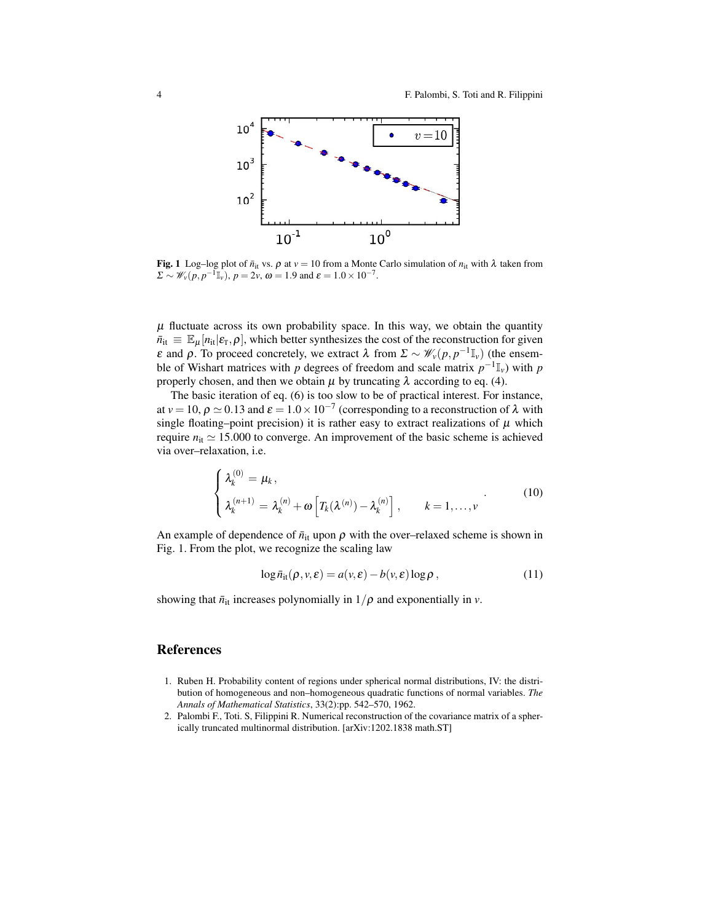$10^4$

$v = 10$

$10^3$

$10^2$

$10^{-1}$

$10^0$

**Fig. 1** Log–log plot of $\bar{n}_{\rm it}$ vs. $\rho$ at $v = 10$ from a Monte Carlo simulation of $n_{\rm it}$ with $\lambda$ taken from $\Sigma \sim \mathscr{W}_v(p, p^{-1}\mathbb{I}_v)$, $p = 2v$, $\omega = 1.9$ and $\varepsilon = 1.0 \times 10^{-7}$.

$\mu$ fluctuate across its own probability space. In this way, we obtain the quantity $\bar{n}_{\rm it} \equiv \mathbb{E}_\mu[n_{\rm it}|\varepsilon_{\rm T}, \rho]$, which better synthesizes the cost of the reconstruction for given $\varepsilon$ and $\rho$. To proceed concretely, we extract $\lambda$ from $\Sigma \sim \mathscr{W}_v(p, p^{-1}\mathbb{I}_v)$ (the ensemble of Wishart matrices with $p$ degrees of freedom and scale matrix $p^{-1}\mathbb{I}_v$) with $p$ properly chosen, and then we obtain $\mu$ by truncating $\lambda$ according to eq. (4).

The basic iteration of eq. (6) is too slow to be of practical interest. For instance, at $v = 10$, $\rho \simeq 0.13$ and $\varepsilon = 1.0 \times 10^{-7}$ (corresponding to a reconstruction of $\lambda$ with single floating–point precision) it is rather easy to extract realizations of $\mu$ which require $n_{\rm it} \simeq 15.000$ to converge. An improvement of the basic scheme is achieved via over–relaxation, i.e.

$$
\begin{cases}
\lambda_k^{(0)} = \mu_k \,, \\
\lambda_k^{(n+1)} = \lambda_k^{(n)} + \omega \left[ T_k(\lambda^{(n)}) - \lambda_k^{(n)} \right] \,, \qquad k = 1, \ldots, v
\end{cases} . \tag{10}
$$

An example of dependence of $\bar{n}_{\rm it}$ upon $\rho$ with the over–relaxed scheme is shown in Fig. 1. From the plot, we recognize the scaling law

$$
\log \bar{n}_{\rm it}(\rho, v, \varepsilon) = a(v, \varepsilon) - b(v, \varepsilon) \log \rho \,, \tag{11}
$$

showing that $\bar{n}_{\rm it}$ increases polynomially in $1/\rho$ and exponentially in $v$.

## References

1. Ruben H. Probability content of regions under spherical normal distributions, IV: the distribution of homogeneous and non–homogeneous quadratic functions of normal variables. *The Annals of Mathematical Statistics*, 33(2):pp. 542–570, 1962.
2. Palombi F., Toti. S, Filippini R. Numerical reconstruction of the covariance matrix of a spherically truncated multinormal distribution. [arXiv:1202.1838 math.ST]